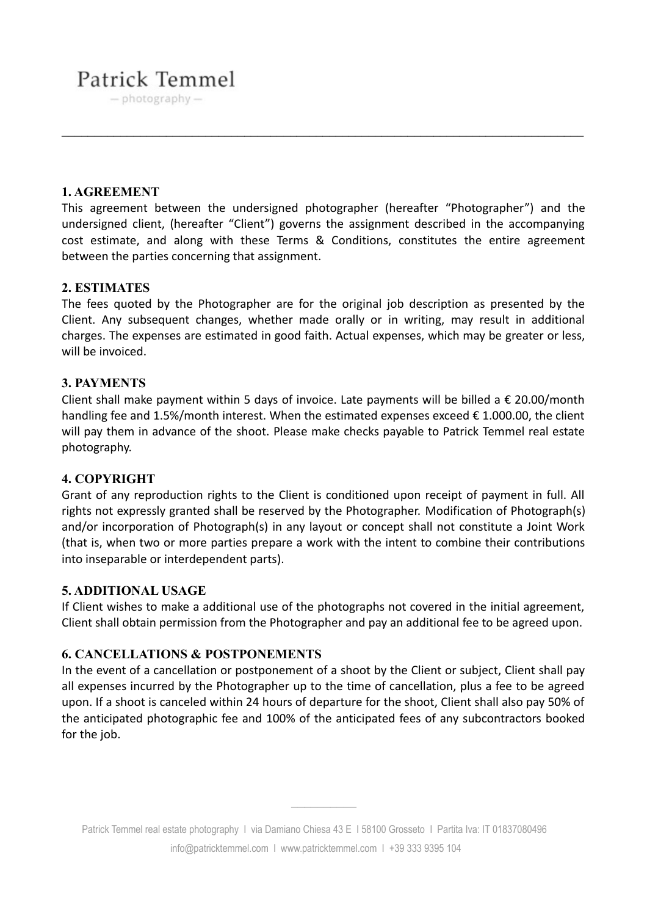Patrick Temmel
— photography —

## 1. AGREEMENT

This agreement between the undersigned photographer (hereafter "Photographer") and the undersigned client, (hereafter "Client") governs the assignment described in the accompanying cost estimate, and along with these Terms & Conditions, constitutes the entire agreement between the parties concerning that assignment.

## 2. ESTIMATES

The fees quoted by the Photographer are for the original job description as presented by the Client. Any subsequent changes, whether made orally or in writing, may result in additional charges. The expenses are estimated in good faith. Actual expenses, which may be greater or less, will be invoiced.

## 3. PAYMENTS

Client shall make payment within 5 days of invoice. Late payments will be billed a € 20.00/month handling fee and 1.5%/month interest. When the estimated expenses exceed € 1.000.00, the client will pay them in advance of the shoot. Please make checks payable to Patrick Temmel real estate photography.

## 4. COPYRIGHT

Grant of any reproduction rights to the Client is conditioned upon receipt of payment in full. All rights not expressly granted shall be reserved by the Photographer. Modification of Photograph(s) and/or incorporation of Photograph(s) in any layout or concept shall not constitute a Joint Work (that is, when two or more parties prepare a work with the intent to combine their contributions into inseparable or interdependent parts).

## 5. ADDITIONAL USAGE

If Client wishes to make a additional use of the photographs not covered in the initial agreement, Client shall obtain permission from the Photographer and pay an additional fee to be agreed upon.

## 6. CANCELLATIONS & POSTPONEMENTS

In the event of a cancellation or postponement of a shoot by the Client or subject, Client shall pay all expenses incurred by the Photographer up to the time of cancellation, plus a fee to be agreed upon. If a shoot is canceled within 24 hours of departure for the shoot, Client shall also pay 50% of the anticipated photographic fee and 100% of the anticipated fees of any subcontractors booked for the job.

Patrick Temmel real estate photography I via Damiano Chiesa 43 E I 58100 Grosseto I Partita Iva: IT 01837080496
info@patricktemmel.com I www.patricktemmel.com I +39 333 9395 104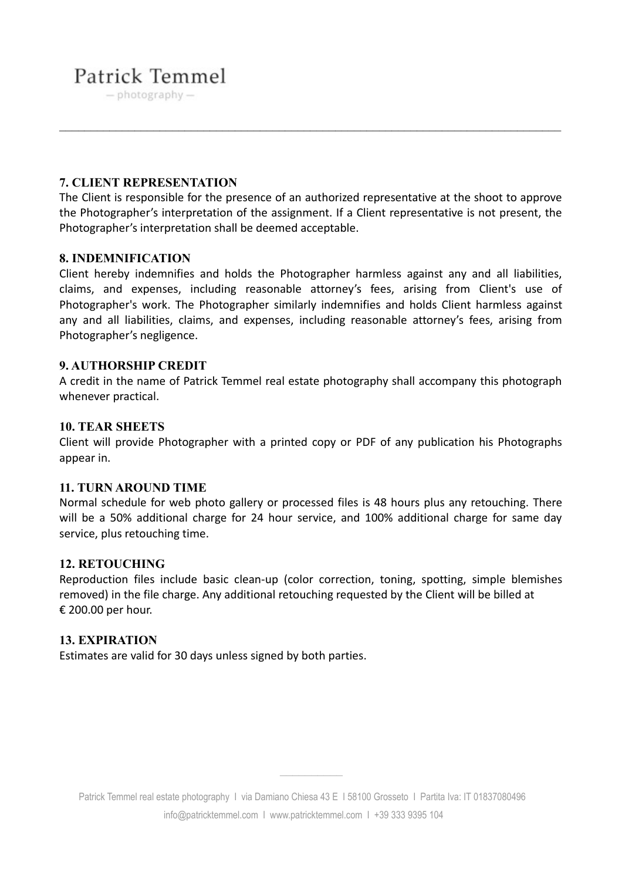### 7. CLIENT REPRESENTATION

The Client is responsible for the presence of an authorized representative at the shoot to approve the Photographer's interpretation of the assignment. If a Client representative is not present, the Photographer's interpretation shall be deemed acceptable.

### 8. INDEMNIFICATION

Client hereby indemnifies and holds the Photographer harmless against any and all liabilities, claims, and expenses, including reasonable attorney's fees, arising from Client's use of Photographer's work. The Photographer similarly indemnifies and holds Client harmless against any and all liabilities, claims, and expenses, including reasonable attorney's fees, arising from Photographer's negligence.

### 9. AUTHORSHIP CREDIT

A credit in the name of Patrick Temmel real estate photography shall accompany this photograph whenever practical.

### 10. TEAR SHEETS

Client will provide Photographer with a printed copy or PDF of any publication his Photographs appear in.

### 11. TURN AROUND TIME

Normal schedule for web photo gallery or processed files is 48 hours plus any retouching. There will be a 50% additional charge for 24 hour service, and 100% additional charge for same day service, plus retouching time.

### 12. RETOUCHING

Reproduction files include basic clean-up (color correction, toning, spotting, simple blemishes removed) in the file charge. Any additional retouching requested by the Client will be billed at € 200.00 per hour.

### 13. EXPIRATION

Estimates are valid for 30 days unless signed by both parties.